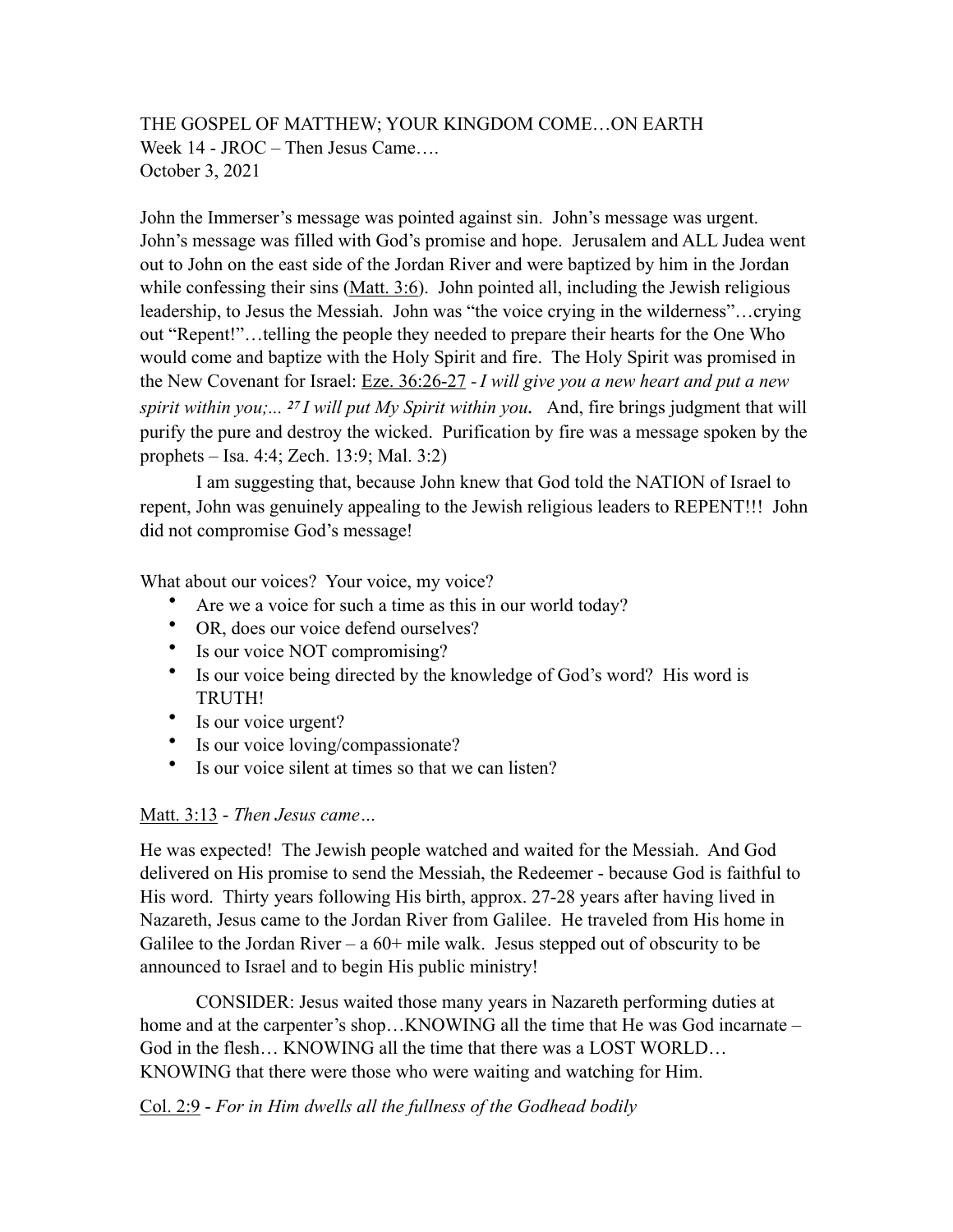THE GOSPEL OF MATTHEW; YOUR KINGDOM COME…ON EARTH
Week 14 - JROC – Then Jesus Came….
October 3, 2021

John the Immerser's message was pointed against sin. John's message was urgent. John's message was filled with God's promise and hope. Jerusalem and ALL Judea went out to John on the east side of the Jordan River and were baptized by him in the Jordan while confessing their sins (Matt. 3:6). John pointed all, including the Jewish religious leadership, to Jesus the Messiah. John was "the voice crying in the wilderness"…crying out "Repent!"…telling the people they needed to prepare their hearts for the One Who would come and baptize with the Holy Spirit and fire. The Holy Spirit was promised in the New Covenant for Israel: Eze. 36:26-27 - *I will give you a new heart and put a new spirit within you;... 27 I will put My Spirit within you.* And, fire brings judgment that will purify the pure and destroy the wicked. Purification by fire was a message spoken by the prophets – Isa. 4:4; Zech. 13:9; Mal. 3:2)

I am suggesting that, because John knew that God told the NATION of Israel to repent, John was genuinely appealing to the Jewish religious leaders to REPENT!!! John did not compromise God's message!

What about our voices? Your voice, my voice?

- Are we a voice for such a time as this in our world today?
- OR, does our voice defend ourselves?
- Is our voice NOT compromising?
- Is our voice being directed by the knowledge of God's word? His word is TRUTH!
- Is our voice urgent?
- Is our voice loving/compassionate?
- Is our voice silent at times so that we can listen?

Matt. 3:13 - *Then Jesus came…*

He was expected! The Jewish people watched and waited for the Messiah. And God delivered on His promise to send the Messiah, the Redeemer - because God is faithful to His word. Thirty years following His birth, approx. 27-28 years after having lived in Nazareth, Jesus came to the Jordan River from Galilee. He traveled from His home in Galilee to the Jordan River – a 60+ mile walk. Jesus stepped out of obscurity to be announced to Israel and to begin His public ministry!

CONSIDER: Jesus waited those many years in Nazareth performing duties at home and at the carpenter's shop…KNOWING all the time that He was God incarnate – God in the flesh… KNOWING all the time that there was a LOST WORLD… KNOWING that there were those who were waiting and watching for Him.

Col. 2:9 - *For in Him dwells all the fullness of the Godhead bodily*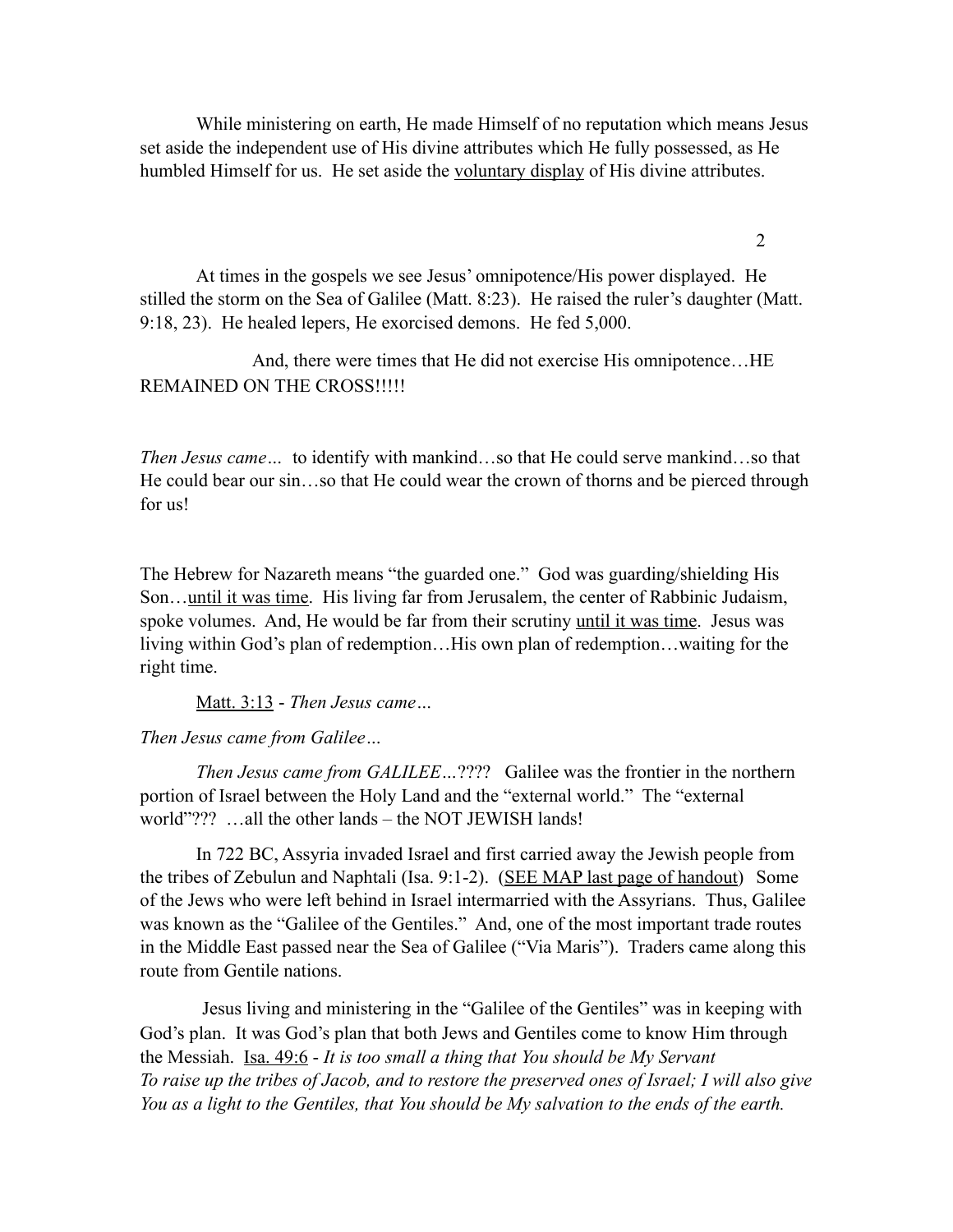While ministering on earth, He made Himself of no reputation which means Jesus set aside the independent use of His divine attributes which He fully possessed, as He humbled Himself for us. He set aside the <u>voluntary display</u> of His divine attributes.

At times in the gospels we see Jesus' omnipotence/His power displayed. He stilled the storm on the Sea of Galilee (Matt. 8:23). He raised the ruler's daughter (Matt. 9:18, 23). He healed lepers, He exorcised demons. He fed 5,000.

And, there were times that He did not exercise His omnipotence…HE REMAINED ON THE CROSS!!!!!

*Then Jesus came…* to identify with mankind…so that He could serve mankind…so that He could bear our sin…so that He could wear the crown of thorns and be pierced through for us!

The Hebrew for Nazareth means "the guarded one." God was guarding/shielding His Son…<u>until it was time</u>. His living far from Jerusalem, the center of Rabbinic Judaism, spoke volumes. And, He would be far from their scrutiny <u>until it was time</u>. Jesus was living within God's plan of redemption…His own plan of redemption…waiting for the right time.

<u>Matt. 3:13</u> - *Then Jesus came…*

*Then Jesus came from Galilee…*

*Then Jesus came from GALILEE…*???? Galilee was the frontier in the northern portion of Israel between the Holy Land and the "external world." The "external world"??? …all the other lands – the NOT JEWISH lands!

In 722 BC, Assyria invaded Israel and first carried away the Jewish people from the tribes of Zebulun and Naphtali (Isa. 9:1-2). (<u>SEE MAP last page of handout</u>) Some of the Jews who were left behind in Israel intermarried with the Assyrians. Thus, Galilee was known as the "Galilee of the Gentiles." And, one of the most important trade routes in the Middle East passed near the Sea of Galilee ("Via Maris"). Traders came along this route from Gentile nations.

Jesus living and ministering in the "Galilee of the Gentiles" was in keeping with God's plan. It was God's plan that both Jews and Gentiles come to know Him through the Messiah. <u>Isa. 49:6</u> - *It is too small a thing that You should be My Servant To raise up the tribes of Jacob, and to restore the preserved ones of Israel; I will also give You as a light to the Gentiles, that You should be My salvation to the ends of the earth.*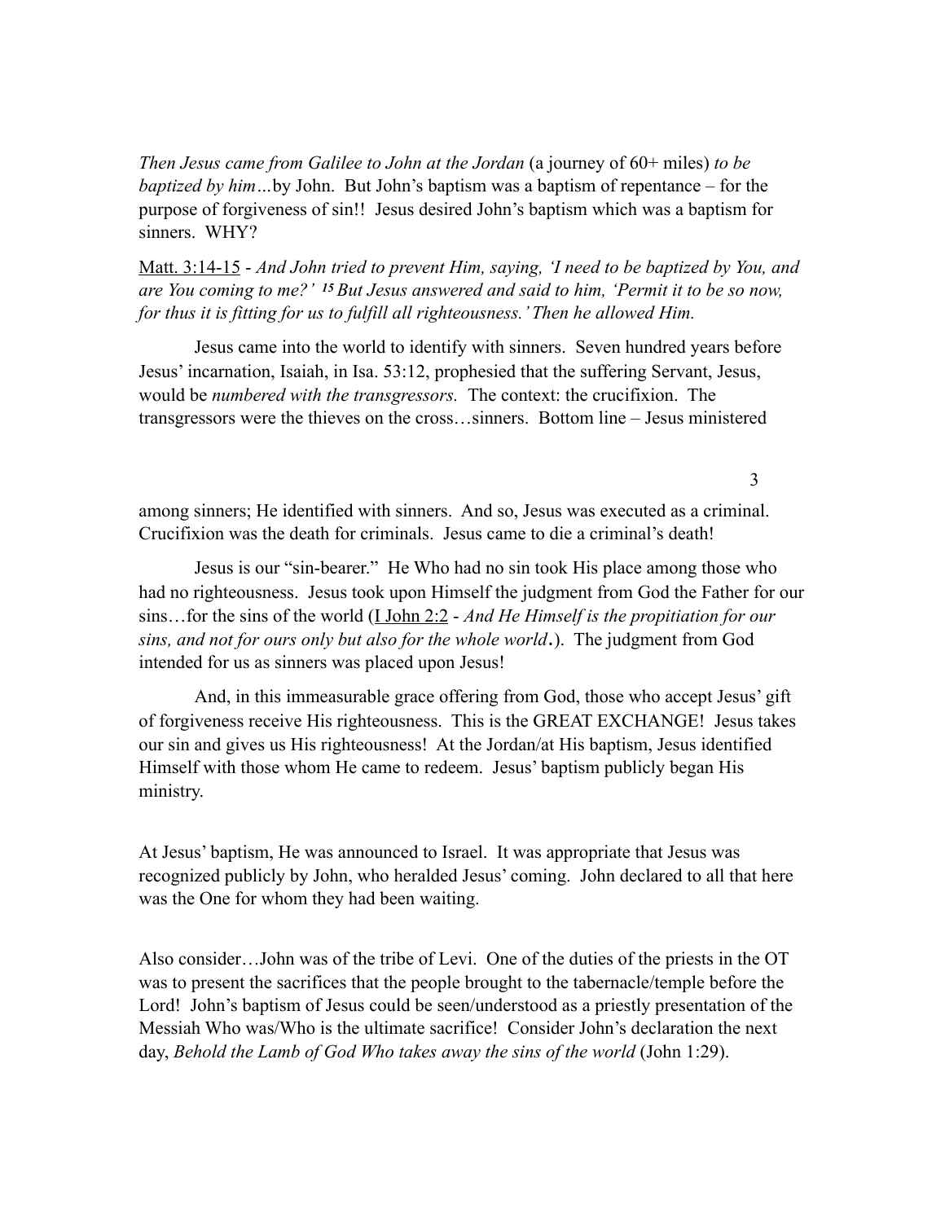*Then Jesus came from Galilee to John at the Jordan* (a journey of 60+ miles) *to be baptized by him…*by John. But John's baptism was a baptism of repentance – for the purpose of forgiveness of sin!! Jesus desired John's baptism which was a baptism for sinners. WHY?

Matt. 3:14-15 - *And John tried to prevent Him, saying, 'I need to be baptized by You, and are You coming to me?' 15 But Jesus answered and said to him, 'Permit it to be so now, for thus it is fitting for us to fulfill all righteousness.' Then he allowed Him.*

Jesus came into the world to identify with sinners. Seven hundred years before Jesus' incarnation, Isaiah, in Isa. 53:12, prophesied that the suffering Servant, Jesus, would be *numbered with the transgressors.* The context: the crucifixion. The transgressors were the thieves on the cross…sinners. Bottom line – Jesus ministered among sinners; He identified with sinners. And so, Jesus was executed as a criminal. Crucifixion was the death for criminals. Jesus came to die a criminal's death!

Jesus is our "sin-bearer." He Who had no sin took His place among those who had no righteousness. Jesus took upon Himself the judgment from God the Father for our sins…for the sins of the world (I John 2:2 - *And He Himself is the propitiation for our sins, and not for ours only but also for the whole world*.). The judgment from God intended for us as sinners was placed upon Jesus!

And, in this immeasurable grace offering from God, those who accept Jesus' gift of forgiveness receive His righteousness. This is the GREAT EXCHANGE! Jesus takes our sin and gives us His righteousness! At the Jordan/at His baptism, Jesus identified Himself with those whom He came to redeem. Jesus' baptism publicly began His ministry.

At Jesus' baptism, He was announced to Israel. It was appropriate that Jesus was recognized publicly by John, who heralded Jesus' coming. John declared to all that here was the One for whom they had been waiting.

Also consider…John was of the tribe of Levi. One of the duties of the priests in the OT was to present the sacrifices that the people brought to the tabernacle/temple before the Lord! John's baptism of Jesus could be seen/understood as a priestly presentation of the Messiah Who was/Who is the ultimate sacrifice! Consider John's declaration the next day, *Behold the Lamb of God Who takes away the sins of the world* (John 1:29).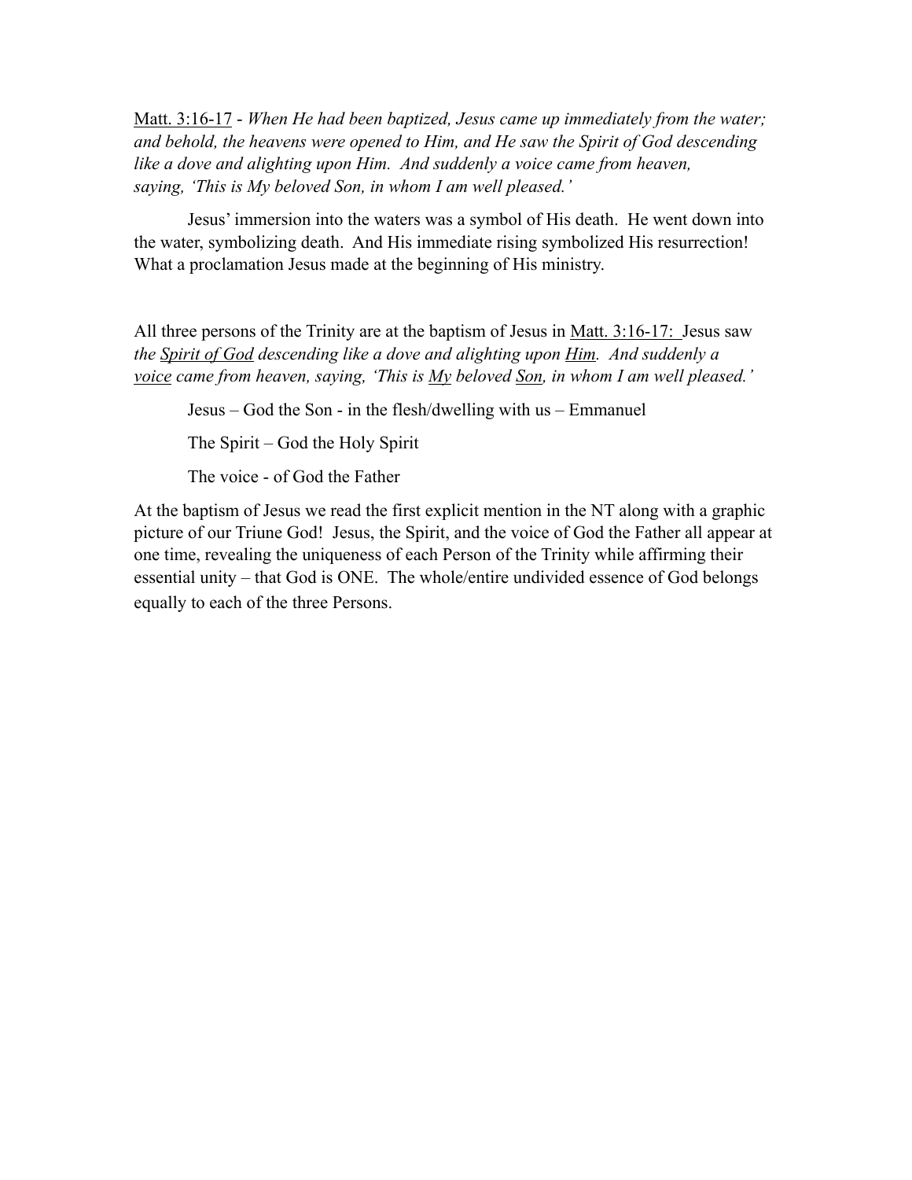<u>Matt. 3:16-17</u> - *When He had been baptized, Jesus came up immediately from the water; and behold, the heavens were opened to Him, and He saw the Spirit of God descending like a dove and alighting upon Him. And suddenly a voice came from heaven, saying, 'This is My beloved Son, in whom I am well pleased.'*

Jesus' immersion into the waters was a symbol of His death. He went down into the water, symbolizing death. And His immediate rising symbolized His resurrection! What a proclamation Jesus made at the beginning of His ministry.

All three persons of the Trinity are at the baptism of Jesus in <u>Matt. 3:16-17:</u> Jesus saw *the <u>Spirit of God</u> descending like a dove and alighting upon <u>Him</u>. And suddenly a <u>voice</u> came from heaven, saying, 'This is <u>My</u> beloved <u>Son</u>, in whom I am well pleased.'*

Jesus – God the Son - in the flesh/dwelling with us – Emmanuel

The Spirit – God the Holy Spirit

The voice - of God the Father

At the baptism of Jesus we read the first explicit mention in the NT along with a graphic picture of our Triune God! Jesus, the Spirit, and the voice of God the Father all appear at one time, revealing the uniqueness of each Person of the Trinity while affirming their essential unity – that God is ONE. The whole/entire undivided essence of God belongs equally to each of the three Persons.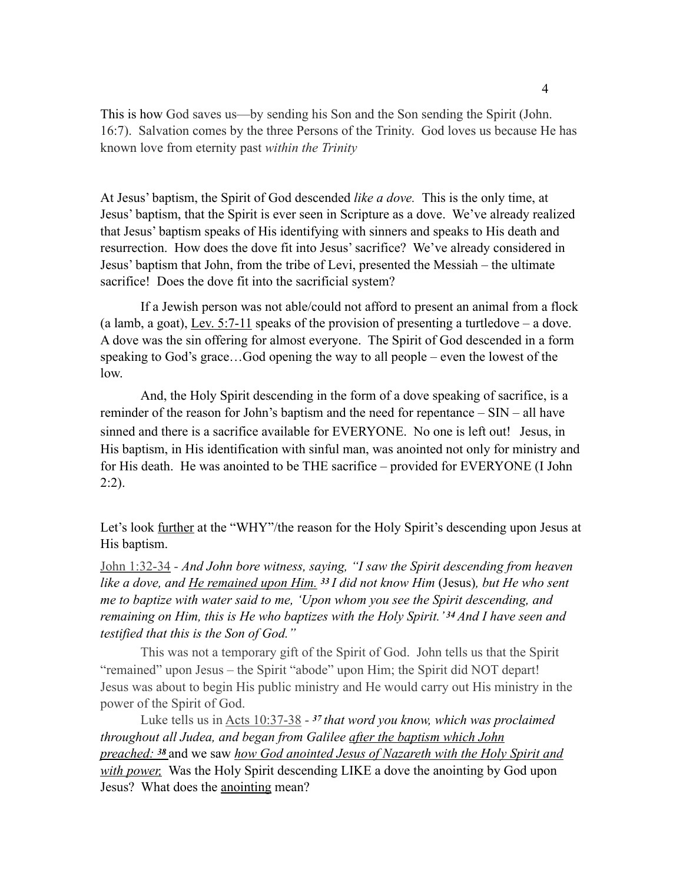This is how God saves us—by sending his Son and the Son sending the Spirit (John. 16:7). Salvation comes by the three Persons of the Trinity. God loves us because He has known love from eternity past *within the Trinity*

At Jesus' baptism, the Spirit of God descended *like a dove.* This is the only time, at Jesus' baptism, that the Spirit is ever seen in Scripture as a dove. We've already realized that Jesus' baptism speaks of His identifying with sinners and speaks to His death and resurrection. How does the dove fit into Jesus' sacrifice? We've already considered in Jesus' baptism that John, from the tribe of Levi, presented the Messiah – the ultimate sacrifice! Does the dove fit into the sacrificial system?

If a Jewish person was not able/could not afford to present an animal from a flock (a lamb, a goat), <u>Lev. 5:7-11</u> speaks of the provision of presenting a turtledove – a dove. A dove was the sin offering for almost everyone. The Spirit of God descended in a form speaking to God's grace…God opening the way to all people – even the lowest of the low.

And, the Holy Spirit descending in the form of a dove speaking of sacrifice, is a reminder of the reason for John's baptism and the need for repentance – SIN – all have sinned and there is a sacrifice available for EVERYONE. No one is left out! Jesus, in His baptism, in His identification with sinful man, was anointed not only for ministry and for His death. He was anointed to be THE sacrifice – provided for EVERYONE (I John 2:2).

Let's look <u>further</u> at the "WHY"/the reason for the Holy Spirit's descending upon Jesus at His baptism.

<u>John 1:32-34</u> - *And John bore witness, saying, "I saw the Spirit descending from heaven like a dove, and <u>He remained upon Him.</u>* ***33*** *I did not know Him* (Jesus)*, but He who sent me to baptize with water said to me, 'Upon whom you see the Spirit descending, and remaining on Him, this is He who baptizes with the Holy Spirit.'* ***34*** *And I have seen and testified that this is the Son of God."*

This was not a temporary gift of the Spirit of God. John tells us that the Spirit "remained" upon Jesus – the Spirit "abode" upon Him; the Spirit did NOT depart! Jesus was about to begin His public ministry and He would carry out His ministry in the power of the Spirit of God.

Luke tells us in <u>Acts 10:37-38</u> - ***37*** *that word you know, which was proclaimed throughout all Judea, and began from Galilee <u>after the baptism which John preached:</u>* ***38*** and we saw *<u>how God anointed Jesus of Nazareth with the Holy Spirit and with power,</u>* Was the Holy Spirit descending LIKE a dove the anointing by God upon Jesus? What does the <u>anointing</u> mean?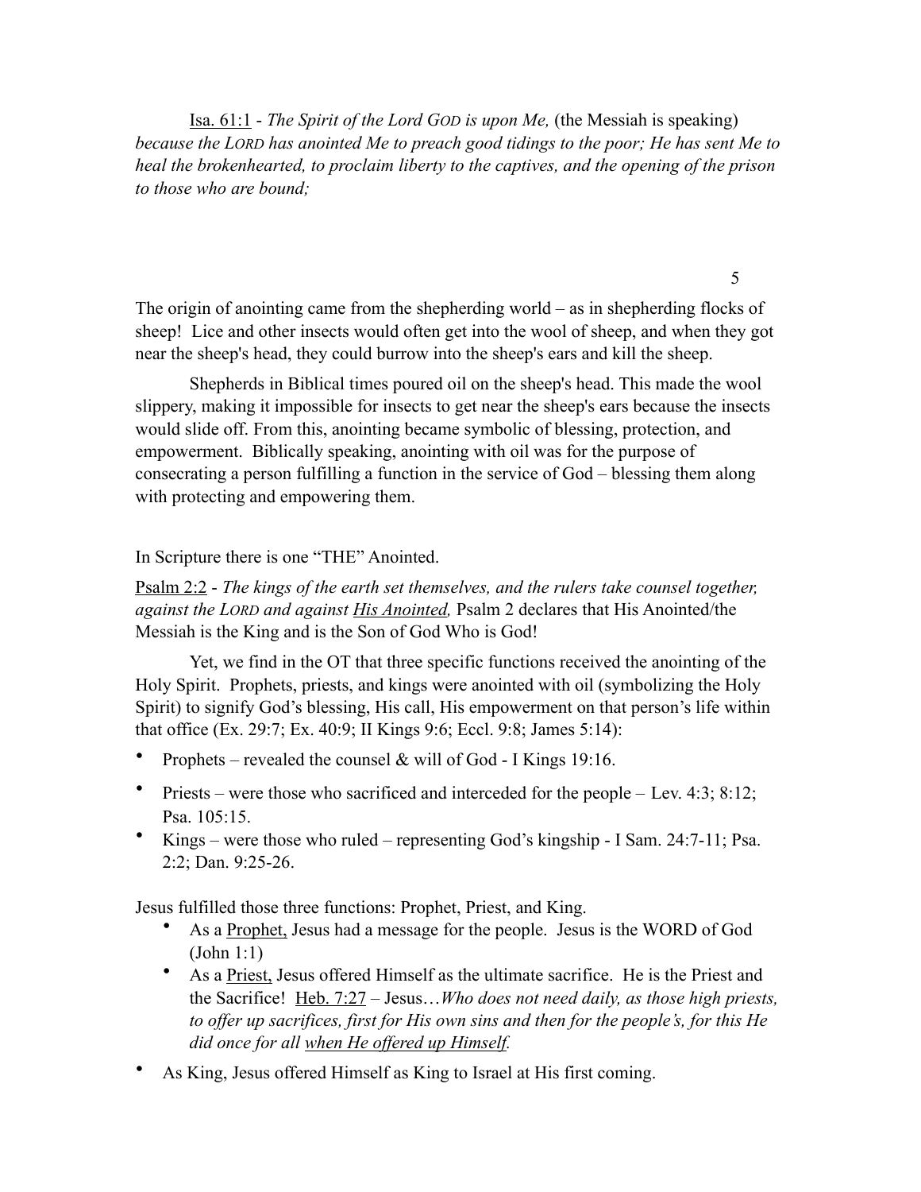<u>Isa. 61:1</u> - *The Spirit of the Lord GOD is upon Me,* (the Messiah is speaking) *because the LORD has anointed Me to preach good tidings to the poor; He has sent Me to heal the brokenhearted, to proclaim liberty to the captives, and the opening of the prison to those who are bound;*

5

The origin of anointing came from the shepherding world – as in shepherding flocks of sheep! Lice and other insects would often get into the wool of sheep, and when they got near the sheep's head, they could burrow into the sheep's ears and kill the sheep.

Shepherds in Biblical times poured oil on the sheep's head. This made the wool slippery, making it impossible for insects to get near the sheep's ears because the insects would slide off. From this, anointing became symbolic of blessing, protection, and empowerment. Biblically speaking, anointing with oil was for the purpose of consecrating a person fulfilling a function in the service of God – blessing them along with protecting and empowering them.

In Scripture there is one "THE" Anointed.

<u>Psalm 2:2</u> - *The kings of the earth set themselves, and the rulers take counsel together, against the LORD and against <u>His Anointed</u>,* Psalm 2 declares that His Anointed/the Messiah is the King and is the Son of God Who is God!

Yet, we find in the OT that three specific functions received the anointing of the Holy Spirit. Prophets, priests, and kings were anointed with oil (symbolizing the Holy Spirit) to signify God's blessing, His call, His empowerment on that person's life within that office (Ex. 29:7; Ex. 40:9; II Kings 9:6; Eccl. 9:8; James 5:14):

- Prophets – revealed the counsel & will of God - I Kings 19:16.
- Priests – were those who sacrificed and interceded for the people – Lev. 4:3; 8:12; Psa. 105:15.
- Kings – were those who ruled – representing God's kingship - I Sam. 24:7-11; Psa. 2:2; Dan. 9:25-26.

Jesus fulfilled those three functions: Prophet, Priest, and King.

- As a <u>Prophet,</u> Jesus had a message for the people. Jesus is the WORD of God (John 1:1)
- As a <u>Priest,</u> Jesus offered Himself as the ultimate sacrifice. He is the Priest and the Sacrifice! <u>Heb. 7:27</u> – Jesus…*Who does not need daily, as those high priests, to offer up sacrifices, first for His own sins and then for the people's, for this He did once for all <u>when He offered up Himself</u>.*
- As King, Jesus offered Himself as King to Israel at His first coming.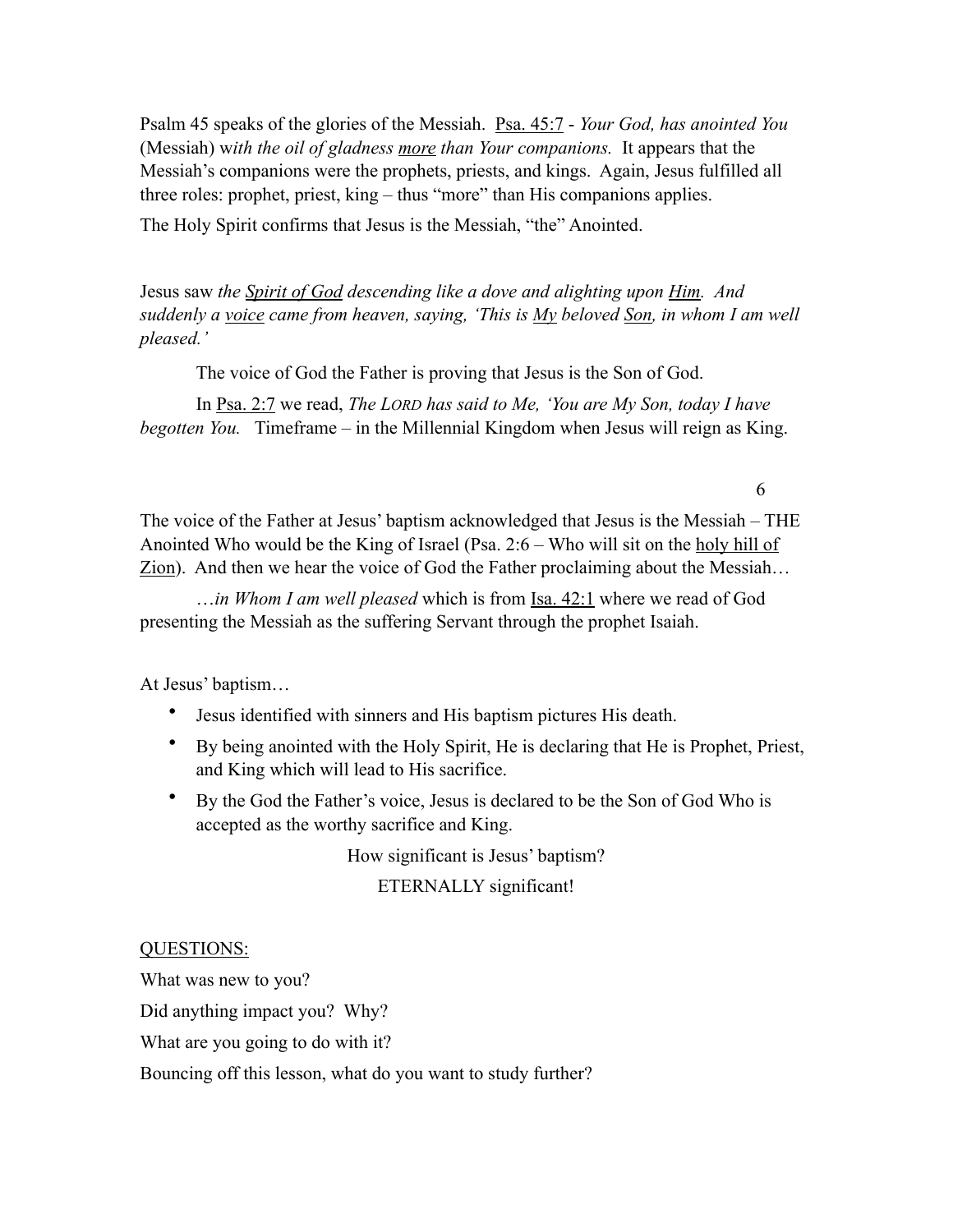Psalm 45 speaks of the glories of the Messiah.  <u>Psa. 45:7</u> - *Your God, has anointed You* (Messiah) w*ith the oil of gladness <u>more</u> than Your companions.*  It appears that the Messiah's companions were the prophets, priests, and kings.  Again, Jesus fulfilled all three roles: prophet, priest, king – thus "more" than His companions applies.

The Holy Spirit confirms that Jesus is the Messiah, "the" Anointed.

Jesus saw *the <u>Spirit of God</u> descending like a dove and alighting upon <u>Him</u>.  And suddenly a <u>voice</u> came from heaven, saying, 'This is <u>My</u> beloved <u>Son</u>, in whom I am well pleased.'*

The voice of God the Father is proving that Jesus is the Son of God.

In <u>Psa. 2:7</u> we read, *The LORD has said to Me, 'You are My Son, today I have begotten You.*   Timeframe – in the Millennial Kingdom when Jesus will reign as King.

The voice of the Father at Jesus' baptism acknowledged that Jesus is the Messiah – THE Anointed Who would be the King of Israel (Psa. 2:6 – Who will sit on the <u>holy hill of Zion</u>).  And then we hear the voice of God the Father proclaiming about the Messiah…

…*in Whom I am well pleased* which is from <u>Isa. 42:1</u> where we read of God presenting the Messiah as the suffering Servant through the prophet Isaiah.

At Jesus' baptism…

- Jesus identified with sinners and His baptism pictures His death.
- By being anointed with the Holy Spirit, He is declaring that He is Prophet, Priest, and King which will lead to His sacrifice.
- By the God the Father's voice, Jesus is declared to be the Son of God Who is accepted as the worthy sacrifice and King.

How significant is Jesus' baptism?

ETERNALLY significant!

<u>QUESTIONS:</u>

What was new to you?

Did anything impact you?  Why?

What are you going to do with it?

Bouncing off this lesson, what do you want to study further?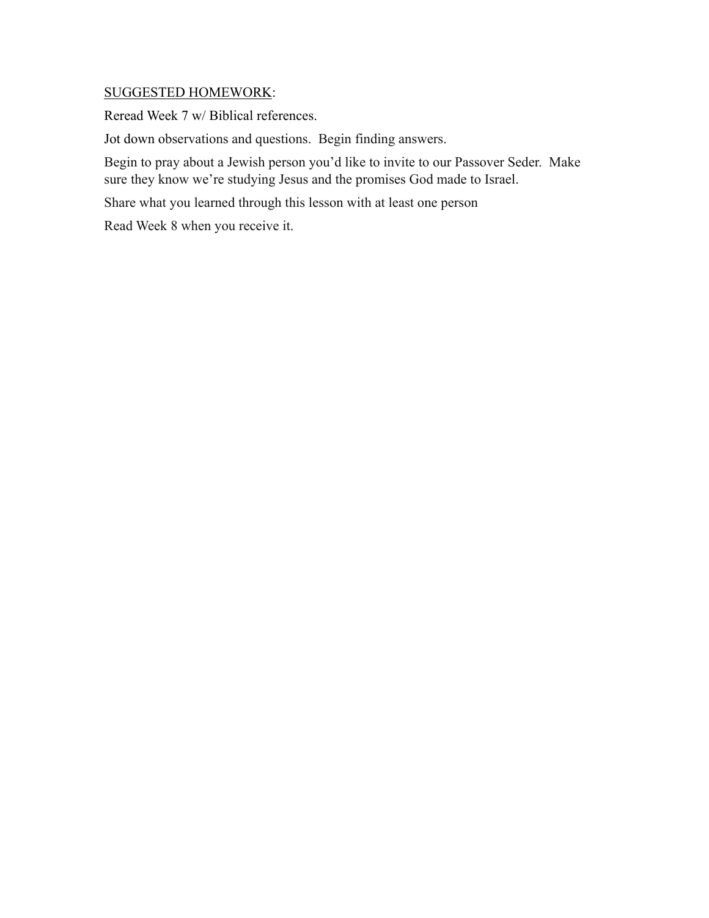<u>SUGGESTED HOMEWORK</u>:

Reread Week 7 w/ Biblical references.

Jot down observations and questions.  Begin finding answers.

Begin to pray about a Jewish person you'd like to invite to our Passover Seder.  Make sure they know we're studying Jesus and the promises God made to Israel.

Share what you learned through this lesson with at least one person

Read Week 8 when you receive it.